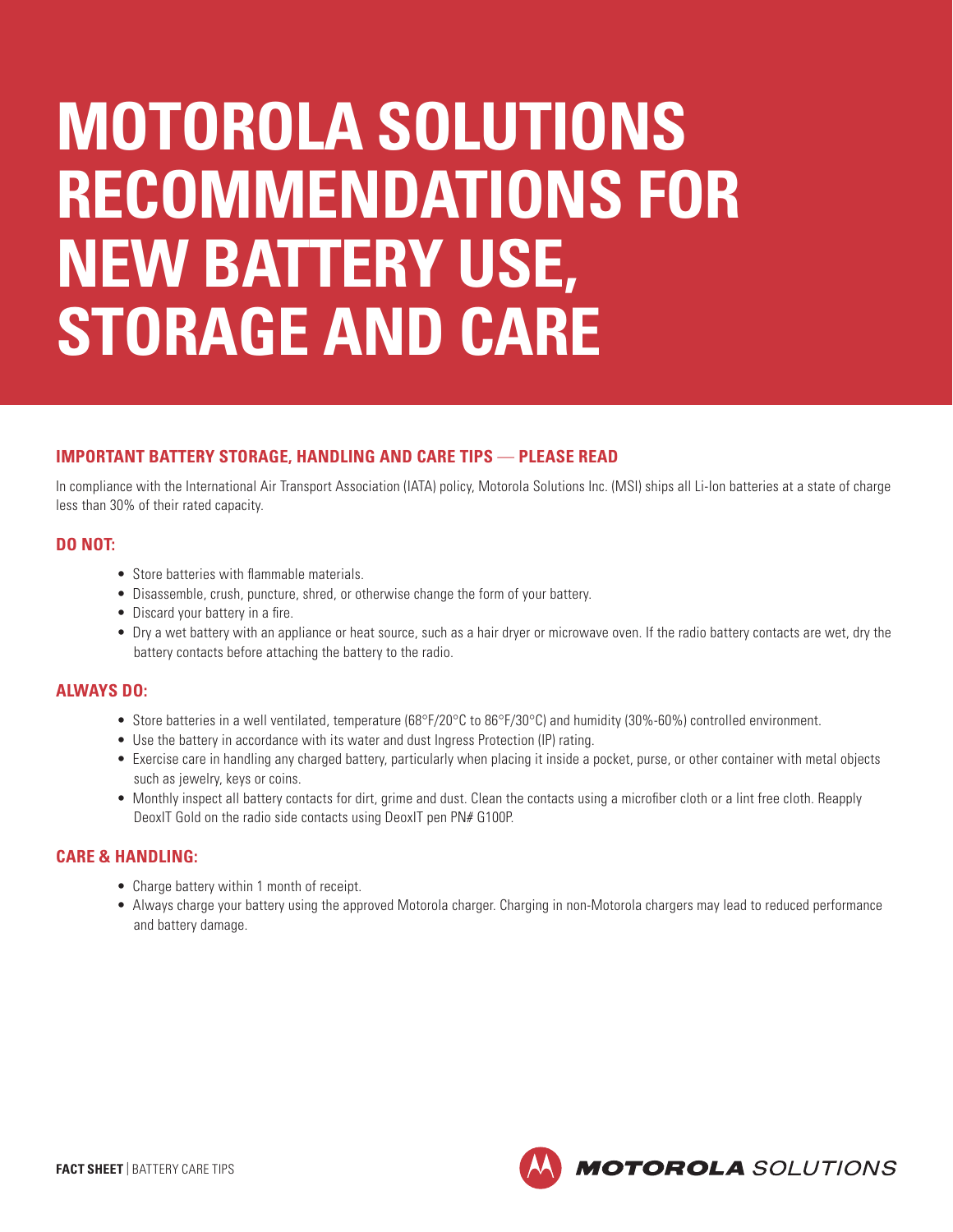# MOTOROLA SOLUTIONS RECOMMENDATIONS FOR NEW BATTERY USE, STORAGE AND CARE

## IMPORTANT BATTERY STORAGE, HANDLING AND CARE TIPS — PLEASE READ

In compliance with the International Air Transport Association (IATA) policy, Motorola Solutions Inc. (MSI) ships all Li-Ion batteries at a state of charge less than 30% of their rated capacity.

### DO NOT:

- Store batteries with flammable materials.
- Disassemble, crush, puncture, shred, or otherwise change the form of your battery.
- Discard your battery in a fire.
- Dry a wet battery with an appliance or heat source, such as a hair dryer or microwave oven. If the radio battery contacts are wet, dry the battery contacts before attaching the battery to the radio.

### ALWAYS DO:

- Store batteries in a well ventilated, temperature (68°F/20°C to 86°F/30°C) and humidity (30%-60%) controlled environment.
- Use the battery in accordance with its water and dust Ingress Protection (IP) rating.
- Exercise care in handling any charged battery, particularly when placing it inside a pocket, purse, or other container with metal objects such as jewelry, keys or coins.
- Monthly inspect all battery contacts for dirt, grime and dust. Clean the contacts using a microfiber cloth or a lint free cloth. Reapply DeoxIT Gold on the radio side contacts using DeoxIT pen PN# G100P.

### CARE & HANDLING:

- Charge battery within 1 month of receipt.
- Always charge your battery using the approved Motorola charger. Charging in non-Motorola chargers may lead to reduced performance and battery damage.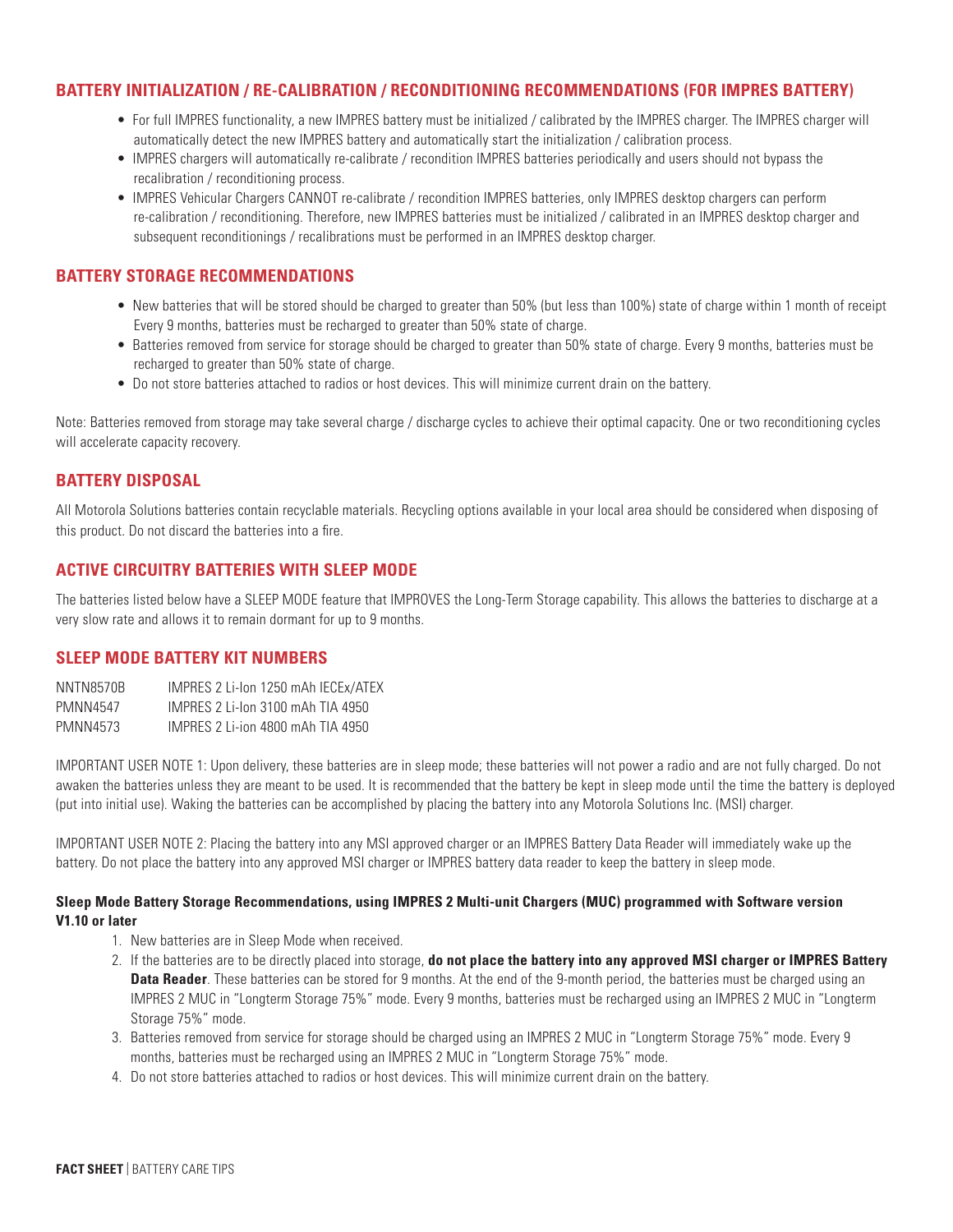## BATTERY INITIALIZATION / RE-CALIBRATION / RECONDITIONING RECOMMENDATIONS (FOR IMPRES BATTERY)

- For full IMPRES functionality, a new IMPRES battery must be initialized / calibrated by the IMPRES charger. The IMPRES charger will automatically detect the new IMPRES battery and automatically start the initialization / calibration process.
- IMPRES chargers will automatically re-calibrate / recondition IMPRES batteries periodically and users should not bypass the recalibration / reconditioning process.
- IMPRES Vehicular Chargers CANNOT re-calibrate / recondition IMPRES batteries, only IMPRES desktop chargers can perform re-calibration / reconditioning. Therefore, new IMPRES batteries must be initialized / calibrated in an IMPRES desktop charger and subsequent reconditionings / recalibrations must be performed in an IMPRES desktop charger.

## BATTERY STORAGE RECOMMENDATIONS

- New batteries that will be stored should be charged to greater than 50% (but less than 100%) state of charge within 1 month of receipt Every 9 months, batteries must be recharged to greater than 50% state of charge.
- Batteries removed from service for storage should be charged to greater than 50% state of charge. Every 9 months, batteries must be recharged to greater than 50% state of charge.
- Do not store batteries attached to radios or host devices. This will minimize current drain on the battery.

Note: Batteries removed from storage may take several charge / discharge cycles to achieve their optimal capacity. One or two reconditioning cycles will accelerate capacity recovery.

## BATTERY DISPOSAL

All Motorola Solutions batteries contain recyclable materials. Recycling options available in your local area should be considered when disposing of this product. Do not discard the batteries into a fire.

## ACTIVE CIRCUITRY BATTERIES WITH SLEEP MODE

The batteries listed below have a SLEEP MODE feature that IMPROVES the Long-Term Storage capability. This allows the batteries to discharge at a very slow rate and allows it to remain dormant for up to 9 months.

## SLEEP MODE BATTERY KIT NUMBERS

| | |
|---|---|
| NNTN8570B | IMPRES 2 Li-Ion 1250 mAh IECEx/ATEX |
| PMNN4547 | IMPRES 2 Li-Ion 3100 mAh TIA 4950 |
| PMNN4573 | IMPRES 2 Li-ion 4800 mAh TIA 4950 |

IMPORTANT USER NOTE 1: Upon delivery, these batteries are in sleep mode; these batteries will not power a radio and are not fully charged. Do not awaken the batteries unless they are meant to be used. It is recommended that the battery be kept in sleep mode until the time the battery is deployed (put into initial use). Waking the batteries can be accomplished by placing the battery into any Motorola Solutions Inc. (MSI) charger.

IMPORTANT USER NOTE 2: Placing the battery into any MSI approved charger or an IMPRES Battery Data Reader will immediately wake up the battery. Do not place the battery into any approved MSI charger or IMPRES battery data reader to keep the battery in sleep mode.

**Sleep Mode Battery Storage Recommendations, using IMPRES 2 Multi-unit Chargers (MUC) programmed with Software version V1.10 or later**

1. New batteries are in Sleep Mode when received.
2. If the batteries are to be directly placed into storage, **do not place the battery into any approved MSI charger or IMPRES Battery Data Reader**. These batteries can be stored for 9 months. At the end of the 9-month period, the batteries must be charged using an IMPRES 2 MUC in "Longterm Storage 75%" mode. Every 9 months, batteries must be recharged using an IMPRES 2 MUC in "Longterm Storage 75%" mode.
3. Batteries removed from service for storage should be charged using an IMPRES 2 MUC in "Longterm Storage 75%" mode. Every 9 months, batteries must be recharged using an IMPRES 2 MUC in "Longterm Storage 75%" mode.
4. Do not store batteries attached to radios or host devices. This will minimize current drain on the battery.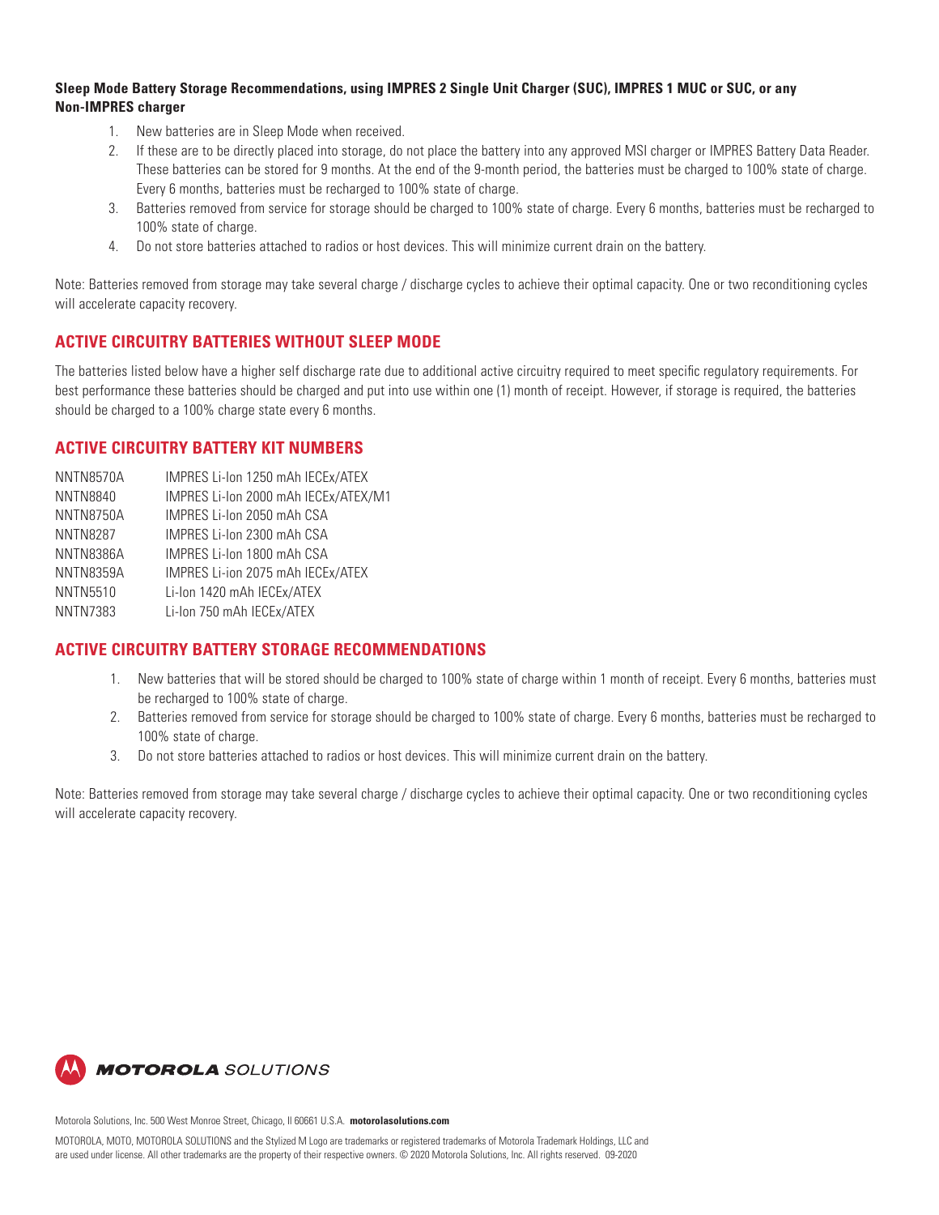**Sleep Mode Battery Storage Recommendations, using IMPRES 2 Single Unit Charger (SUC), IMPRES 1 MUC or SUC, or any Non-IMPRES charger**

1. New batteries are in Sleep Mode when received.
2. If these are to be directly placed into storage, do not place the battery into any approved MSI charger or IMPRES Battery Data Reader. These batteries can be stored for 9 months. At the end of the 9-month period, the batteries must be charged to 100% state of charge. Every 6 months, batteries must be recharged to 100% state of charge.
3. Batteries removed from service for storage should be charged to 100% state of charge. Every 6 months, batteries must be recharged to 100% state of charge.
4. Do not store batteries attached to radios or host devices. This will minimize current drain on the battery.

Note: Batteries removed from storage may take several charge / discharge cycles to achieve their optimal capacity. One or two reconditioning cycles will accelerate capacity recovery.

## ACTIVE CIRCUITRY BATTERIES WITHOUT SLEEP MODE

The batteries listed below have a higher self discharge rate due to additional active circuitry required to meet specific regulatory requirements. For best performance these batteries should be charged and put into use within one (1) month of receipt. However, if storage is required, the batteries should be charged to a 100% charge state every 6 months.

## ACTIVE CIRCUITRY BATTERY KIT NUMBERS

| | |
|---|---|
| NNTN8570A | IMPRES Li-Ion 1250 mAh IECEx/ATEX |
| NNTN8840 | IMPRES Li-Ion 2000 mAh IECEx/ATEX/M1 |
| NNTN8750A | IMPRES Li-Ion 2050 mAh CSA |
| NNTN8287 | IMPRES Li-Ion 2300 mAh CSA |
| NNTN8386A | IMPRES Li-Ion 1800 mAh CSA |
| NNTN8359A | IMPRES Li-ion 2075 mAh IECEx/ATEX |
| NNTN5510 | Li-Ion 1420 mAh IECEx/ATEX |
| NNTN7383 | Li-Ion 750 mAh IECEx/ATEX |

## ACTIVE CIRCUITRY BATTERY STORAGE RECOMMENDATIONS

1. New batteries that will be stored should be charged to 100% state of charge within 1 month of receipt. Every 6 months, batteries must be recharged to 100% state of charge.
2. Batteries removed from service for storage should be charged to 100% state of charge. Every 6 months, batteries must be recharged to 100% state of charge.
3. Do not store batteries attached to radios or host devices. This will minimize current drain on the battery.

Note: Batteries removed from storage may take several charge / discharge cycles to achieve their optimal capacity. One or two reconditioning cycles will accelerate capacity recovery.

**MOTOROLA** SOLUTIONS

Motorola Solutions, Inc. 500 West Monroe Street, Chicago, Il 60661 U.S.A. **motorolasolutions.com**

MOTOROLA, MOTO, MOTOROLA SOLUTIONS and the Stylized M Logo are trademarks or registered trademarks of Motorola Trademark Holdings, LLC and are used under license. All other trademarks are the property of their respective owners. © 2020 Motorola Solutions, Inc. All rights reserved. 09-2020